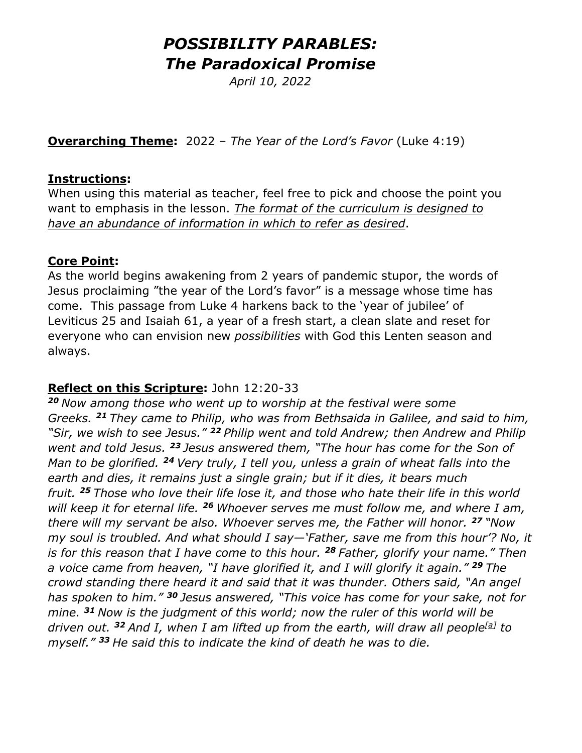# *POSSIBILITY PARABLES: The Paradoxical Promise*

*April 10, 2022*

**Overarching Theme:** 2022 – *The Year of the Lord's Favor* (Luke 4:19)

**Instructions:**
When using this material as teacher, feel free to pick and choose the point you want to emphasis in the lesson. *The format of the curriculum is designed to have an abundance of information in which to refer as desired*.

**Core Point:**
As the world begins awakening from 2 years of pandemic stupor, the words of Jesus proclaiming "the year of the Lord's favor" is a message whose time has come. This passage from Luke 4 harkens back to the 'year of jubilee' of Leviticus 25 and Isaiah 61, a year of a fresh start, a clean slate and reset for everyone who can envision new *possibilities* with God this Lenten season and always.

**Reflect on this Scripture:** John 12:20-33
***20*** *Now among those who went up to worship at the festival were some Greeks.* ***21*** *They came to Philip, who was from Bethsaida in Galilee, and said to him, "Sir, we wish to see Jesus."* ***22*** *Philip went and told Andrew; then Andrew and Philip went and told Jesus.* ***23*** *Jesus answered them, "The hour has come for the Son of Man to be glorified.* ***24*** *Very truly, I tell you, unless a grain of wheat falls into the earth and dies, it remains just a single grain; but if it dies, it bears much fruit.* ***25*** *Those who love their life lose it, and those who hate their life in this world will keep it for eternal life.* ***26*** *Whoever serves me must follow me, and where I am, there will my servant be also. Whoever serves me, the Father will honor.* ***27*** *"Now my soul is troubled. And what should I say—'Father, save me from this hour'? No, it is for this reason that I have come to this hour.* ***28*** *Father, glorify your name." Then a voice came from heaven, "I have glorified it, and I will glorify it again."* ***29*** *The crowd standing there heard it and said that it was thunder. Others said, "An angel has spoken to him."* ***30*** *Jesus answered, "This voice has come for your sake, not for mine.* ***31*** *Now is the judgment of this world; now the ruler of this world will be driven out.* ***32*** *And I, when I am lifted up from the earth, will draw all people[a] to myself."* ***33*** *He said this to indicate the kind of death he was to die.*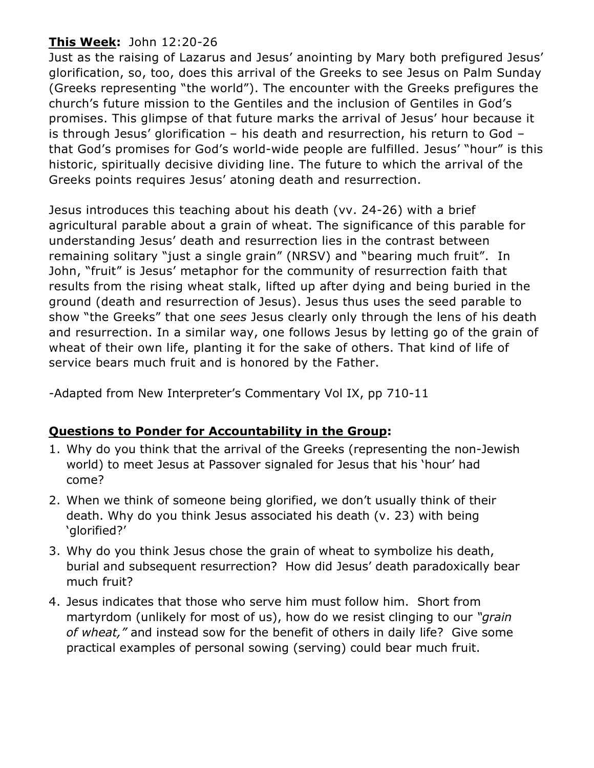**<u>This Week</u>:** John 12:20-26

Just as the raising of Lazarus and Jesus' anointing by Mary both prefigured Jesus' glorification, so, too, does this arrival of the Greeks to see Jesus on Palm Sunday (Greeks representing "the world"). The encounter with the Greeks prefigures the church's future mission to the Gentiles and the inclusion of Gentiles in God's promises. This glimpse of that future marks the arrival of Jesus' hour because it is through Jesus' glorification – his death and resurrection, his return to God – that God's promises for God's world-wide people are fulfilled. Jesus' "hour" is this historic, spiritually decisive dividing line. The future to which the arrival of the Greeks points requires Jesus' atoning death and resurrection.

Jesus introduces this teaching about his death (vv. 24-26) with a brief agricultural parable about a grain of wheat. The significance of this parable for understanding Jesus' death and resurrection lies in the contrast between remaining solitary "just a single grain" (NRSV) and "bearing much fruit". In John, "fruit" is Jesus' metaphor for the community of resurrection faith that results from the rising wheat stalk, lifted up after dying and being buried in the ground (death and resurrection of Jesus). Jesus thus uses the seed parable to show "the Greeks" that one *sees* Jesus clearly only through the lens of his death and resurrection. In a similar way, one follows Jesus by letting go of the grain of wheat of their own life, planting it for the sake of others. That kind of life of service bears much fruit and is honored by the Father.

-Adapted from New Interpreter's Commentary Vol IX, pp 710-11

**<u>Questions to Ponder for Accountability in the Group</u>:**

1. Why do you think that the arrival of the Greeks (representing the non-Jewish world) to meet Jesus at Passover signaled for Jesus that his 'hour' had come?
2. When we think of someone being glorified, we don't usually think of their death. Why do you think Jesus associated his death (v. 23) with being 'glorified?'
3. Why do you think Jesus chose the grain of wheat to symbolize his death, burial and subsequent resurrection? How did Jesus' death paradoxically bear much fruit?
4. Jesus indicates that those who serve him must follow him. Short from martyrdom (unlikely for most of us), how do we resist clinging to our *"grain of wheat,"* and instead sow for the benefit of others in daily life? Give some practical examples of personal sowing (serving) could bear much fruit.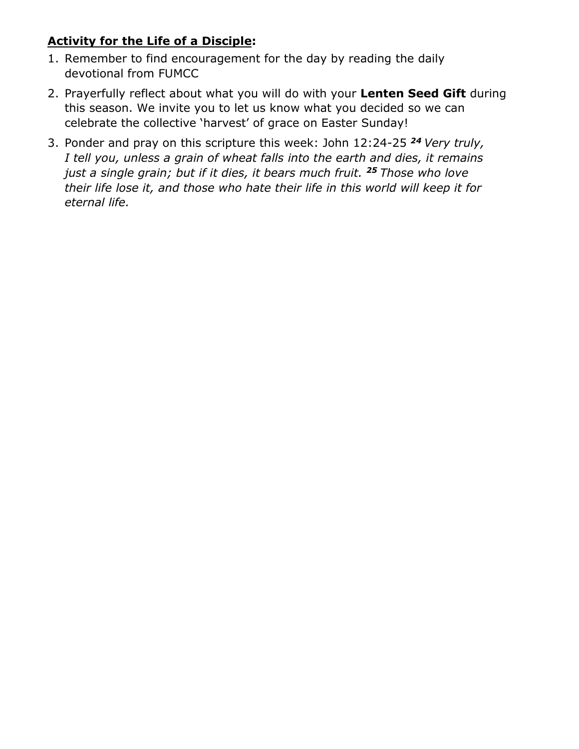**Activity for the Life of a Disciple:**

1. Remember to find encouragement for the day by reading the daily devotional from FUMCC
2. Prayerfully reflect about what you will do with your **Lenten Seed Gift** during this season. We invite you to let us know what you decided so we can celebrate the collective 'harvest' of grace on Easter Sunday!
3. Ponder and pray on this scripture this week: John 12:24-25 ***24*** *Very truly, I tell you, unless a grain of wheat falls into the earth and dies, it remains just a single grain; but if it dies, it bears much fruit.* ***25*** *Those who love their life lose it, and those who hate their life in this world will keep it for eternal life.*